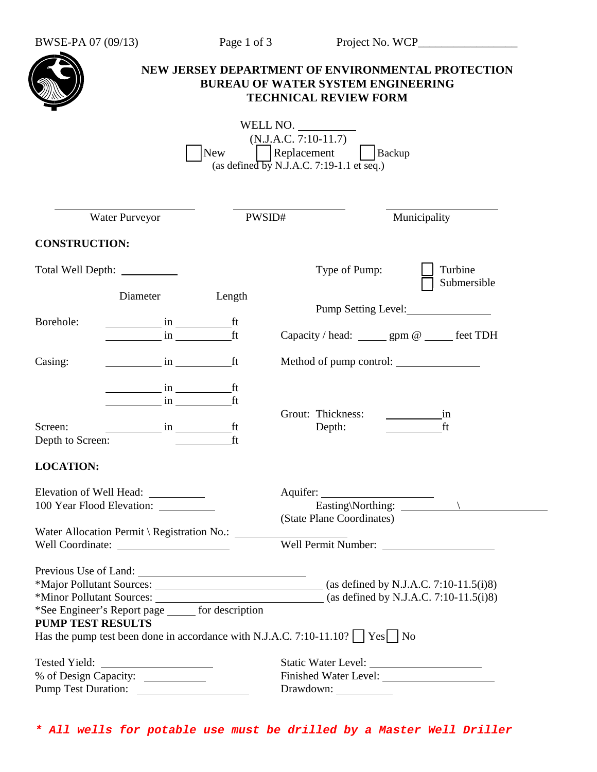BWSE-PA 07 (09/13) Project No. WCP_________________

# NEW JERSEY DEPARTMENT OF ENVIRONMENTAL PROTECTION
## BUREAU OF WATER SYSTEM ENGINEERING
## TECHNICAL REVIEW FORM

WELL NO. __________
(N.J.A.C. 7:10-11.7)

☐ New ☐ Replacement ☐ Backup
(as defined by N.J.A.C. 7:19-1.1 et seq.)

| _________________ | _________________ | _________________ |
|---|---|---|
| Water Purveyor | PWSID# | Municipality |

**CONSTRUCTION:**

Total Well Depth: __________

| | Diameter | Length |
|---|---|---|
| Borehole: | _________ in | _________ ft |
| | _________ in | _________ ft |
| Casing: | _________ in | _________ ft |
| | _________ in | _________ ft |
| | _________ in | _________ ft |
| Screen: | _________ in | _________ ft |
| Depth to Screen: | | _________ ft |

Type of Pump: ☐ Turbine ☐ Submersible

Pump Setting Level: _______________

Capacity / head: _____ gpm @ _____ feet TDH

Method of pump control: _______________

Grout: Thickness: __________ in
Depth: __________ ft

**LOCATION:**

Elevation of Well Head: __________
100 Year Flood Elevation: __________

Aquifer: ____________________
Easting\Northing: __________ \ ________________
(State Plane Coordinates)

Water Allocation Permit \ Registration No.: ____________________
Well Coordinate: ____________________
Well Permit Number: ____________________

Previous Use of Land: ______________________________
*Major Pollutant Sources: ______________________________ (as defined by N.J.A.C. 7:10-11.5(i)8)
*Minor Pollutant Sources: ______________________________ (as defined by N.J.A.C. 7:10-11.5(i)8)
*See Engineer's Report page _____ for description

**PUMP TEST RESULTS**

Has the pump test been done in accordance with N.J.A.C. 7:10-11.10? ☐ Yes ☐ No

Tested Yield: ____________________
% of Design Capacity: __________
Pump Test Duration: ____________________

Static Water Level: ____________________
Finished Water Level: ____________________
Drawdown: __________

***\* All wells for potable use must be drilled by a Master Well Driller***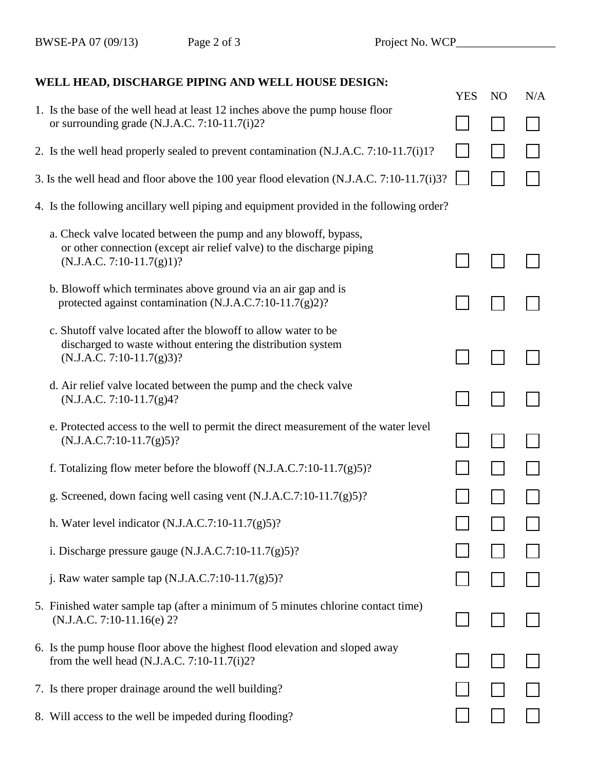## WELL HEAD, DISCHARGE PIPING AND WELL HOUSE DESIGN:

| | YES | NO | N/A |
|---|---|---|---|
| 1. Is the base of the well head at least 12 inches above the pump house floor or surrounding grade (N.J.A.C. 7:10-11.7(i)2? | ☐ | ☐ | ☐ |
| 2. Is the well head properly sealed to prevent contamination (N.J.A.C. 7:10-11.7(i)1? | ☐ | ☐ | ☐ |
| 3. Is the well head and floor above the 100 year flood elevation (N.J.A.C. 7:10-11.7(i)3? | ☐ | ☐ | ☐ |
| 4. Is the following ancillary well piping and equipment provided in the following order? | | | |
| a. Check valve located between the pump and any blowoff, bypass, or other connection (except air relief valve) to the discharge piping (N.J.A.C. 7:10-11.7(g)1)? | ☐ | ☐ | ☐ |
| b. Blowoff which terminates above ground via an air gap and is protected against contamination (N.J.A.C.7:10-11.7(g)2)? | ☐ | ☐ | ☐ |
| c. Shutoff valve located after the blowoff to allow water to be discharged to waste without entering the distribution system (N.J.A.C. 7:10-11.7(g)3)? | ☐ | ☐ | ☐ |
| d. Air relief valve located between the pump and the check valve (N.J.A.C. 7:10-11.7(g)4? | ☐ | ☐ | ☐ |
| e. Protected access to the well to permit the direct measurement of the water level (N.J.A.C.7:10-11.7(g)5)? | ☐ | ☐ | ☐ |
| f. Totalizing flow meter before the blowoff (N.J.A.C.7:10-11.7(g)5)? | ☐ | ☐ | ☐ |
| g. Screened, down facing well casing vent (N.J.A.C.7:10-11.7(g)5)? | ☐ | ☐ | ☐ |
| h. Water level indicator (N.J.A.C.7:10-11.7(g)5)? | ☐ | ☐ | ☐ |
| i. Discharge pressure gauge (N.J.A.C.7:10-11.7(g)5)? | ☐ | ☐ | ☐ |
| j. Raw water sample tap (N.J.A.C.7:10-11.7(g)5)? | ☐ | ☐ | ☐ |
| 5. Finished water sample tap (after a minimum of 5 minutes chlorine contact time) (N.J.A.C. 7:10-11.16(e) 2? | ☐ | ☐ | ☐ |
| 6. Is the pump house floor above the highest flood elevation and sloped away from the well head (N.J.A.C. 7:10-11.7(i)2? | ☐ | ☐ | ☐ |
| 7. Is there proper drainage around the well building? | ☐ | ☐ | ☐ |
| 8. Will access to the well be impeded during flooding? | ☐ | ☐ | ☐ |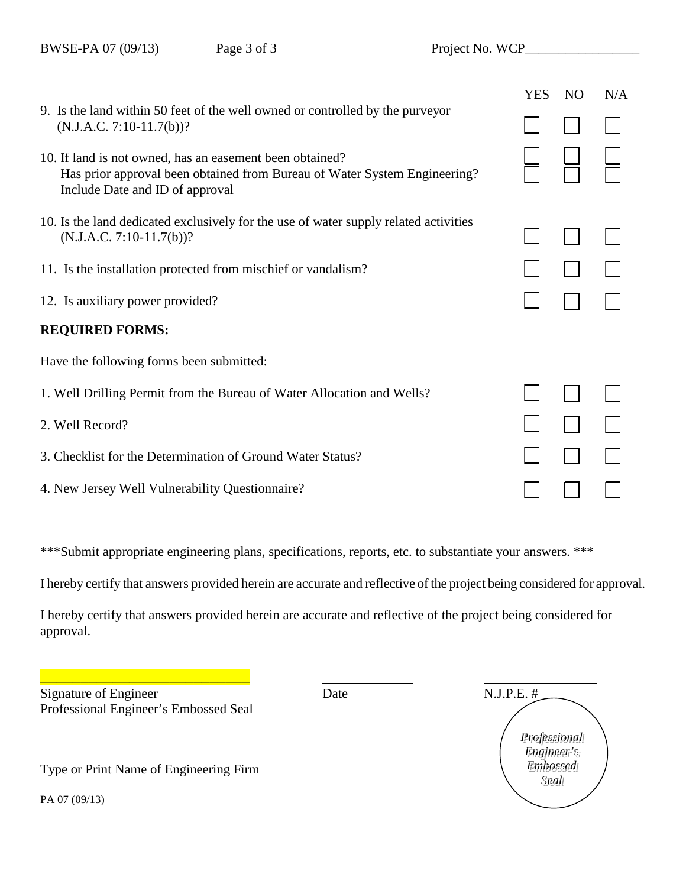| | YES | NO | N/A |
|---|---|---|---|
| 9. Is the land within 50 feet of the well owned or controlled by the purveyor (N.J.A.C. 7:10-11.7(b))? | ☐ | ☐ | ☐ |
| 10. If land is not owned, has an easement been obtained? | ☐ | ☐ | ☐ |
| Has prior approval been obtained from Bureau of Water System Engineering? | ☐ | ☐ | ☐ |
| Include Date and ID of approval ________________________________ | | | |
| 10. Is the land dedicated exclusively for the use of water supply related activities (N.J.A.C. 7:10-11.7(b))? | ☐ | ☐ | ☐ |
| 11. Is the installation protected from mischief or vandalism? | ☐ | ☐ | ☐ |
| 12. Is auxiliary power provided? | ☐ | ☐ | ☐ |

**REQUIRED FORMS:**

Have the following forms been submitted:

| | YES | NO | N/A |
|---|---|---|---|
| 1. Well Drilling Permit from the Bureau of Water Allocation and Wells? | ☐ | ☐ | ☐ |
| 2. Well Record? | ☐ | ☐ | ☐ |
| 3. Checklist for the Determination of Ground Water Status? | ☐ | ☐ | ☐ |
| 4. New Jersey Well Vulnerability Questionnaire? | ☐ | ☐ | ☐ |

***Submit appropriate engineering plans, specifications, reports, etc. to substantiate your answers. ***

I hereby certify that answers provided herein are accurate and reflective of the project being considered for approval.

I hereby certify that answers provided herein are accurate and reflective of the project being considered for approval.

______________________ ______________ ______________

Signature of Engineer Date N.J.P.E. #

Professional Engineer's Embossed Seal

______________________________________

Type or Print Name of Engineering Firm

Professional Engineer's Embossed Seal

PA 07 (09/13)